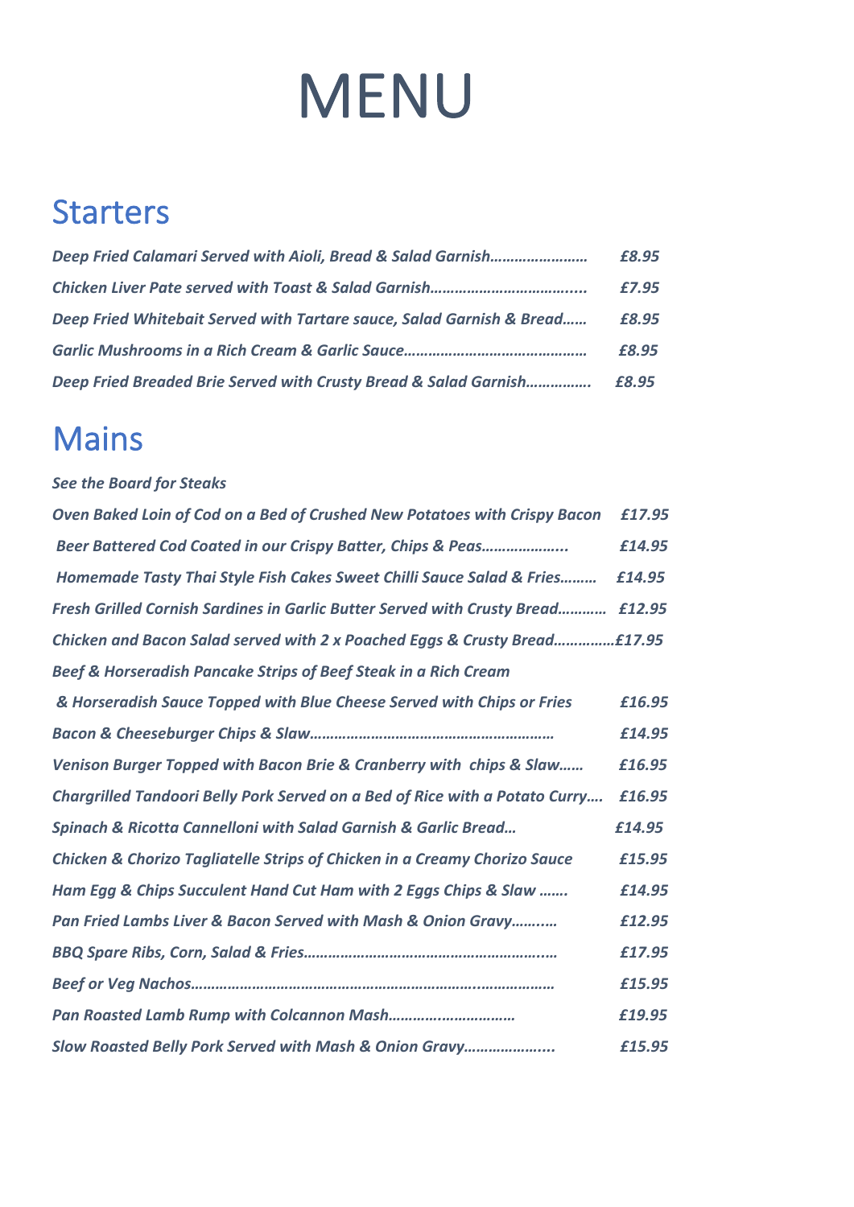# MENU

## Starters

*Deep Fried Calamari Served with Aioli, Bread & Salad Garnish……………………* ***£8.95***

*Chicken Liver Pate served with Toast & Salad Garnish…………………………….....* ***£7.95***

*Deep Fried Whitebait Served with Tartare sauce, Salad Garnish & Bread……* ***£8.95***

*Garlic Mushrooms in a Rich Cream & Garlic Sauce……………………………………* ***£8.95***

*Deep Fried Breaded Brie Served with Crusty Bread & Salad Garnish…………….* ***£8.95***

## Mains

*See the Board for Steaks*

*Oven Baked Loin of Cod on a Bed of Crushed New Potatoes with Crispy Bacon* ***£17.95***

*Beer Battered Cod Coated in our Crispy Batter, Chips & Peas………………...* ***£14.95***

*Homemade Tasty Thai Style Fish Cakes Sweet Chilli Sauce Salad & Fries………* ***£14.95***

*Fresh Grilled Cornish Sardines in Garlic Butter Served with Crusty Bread…………* ***£12.95***

*Chicken and Bacon Salad served with 2 x Poached Eggs & Crusty Bread……………* ***£17.95***

*Beef & Horseradish Pancake Strips of Beef Steak in a Rich Cream & Horseradish Sauce Topped with Blue Cheese Served with Chips or Fries* ***£16.95***

*Bacon & Cheeseburger Chips & Slaw…………………………………………………* ***£14.95***

*Venison Burger Topped with Bacon Brie & Cranberry with chips & Slaw……* ***£16.95***

*Chargrilled Tandoori Belly Pork Served on a Bed of Rice with a Potato Curry….* ***£16.95***

*Spinach & Ricotta Cannelloni with Salad Garnish & Garlic Bread…* ***£14.95***

*Chicken & Chorizo Tagliatelle Strips of Chicken in a Creamy Chorizo Sauce* ***£15.95***

*Ham Egg & Chips Succulent Hand Cut Ham with 2 Eggs Chips & Slaw …….* ***£14.95***

*Pan Fried Lambs Liver & Bacon Served with Mash & Onion Gravy……..…* ***£12.95***

*BBQ Spare Ribs, Corn, Salad & Fries……………………………………………….…* ***£17.95***

*Beef or Veg Nachos…………………………………………………………..……………* ***£15.95***

*Pan Roasted Lamb Rump with Colcannon Mash…………………………* ***£19.95***

*Slow Roasted Belly Pork Served with Mash & Onion Gravy………………...* ***£15.95***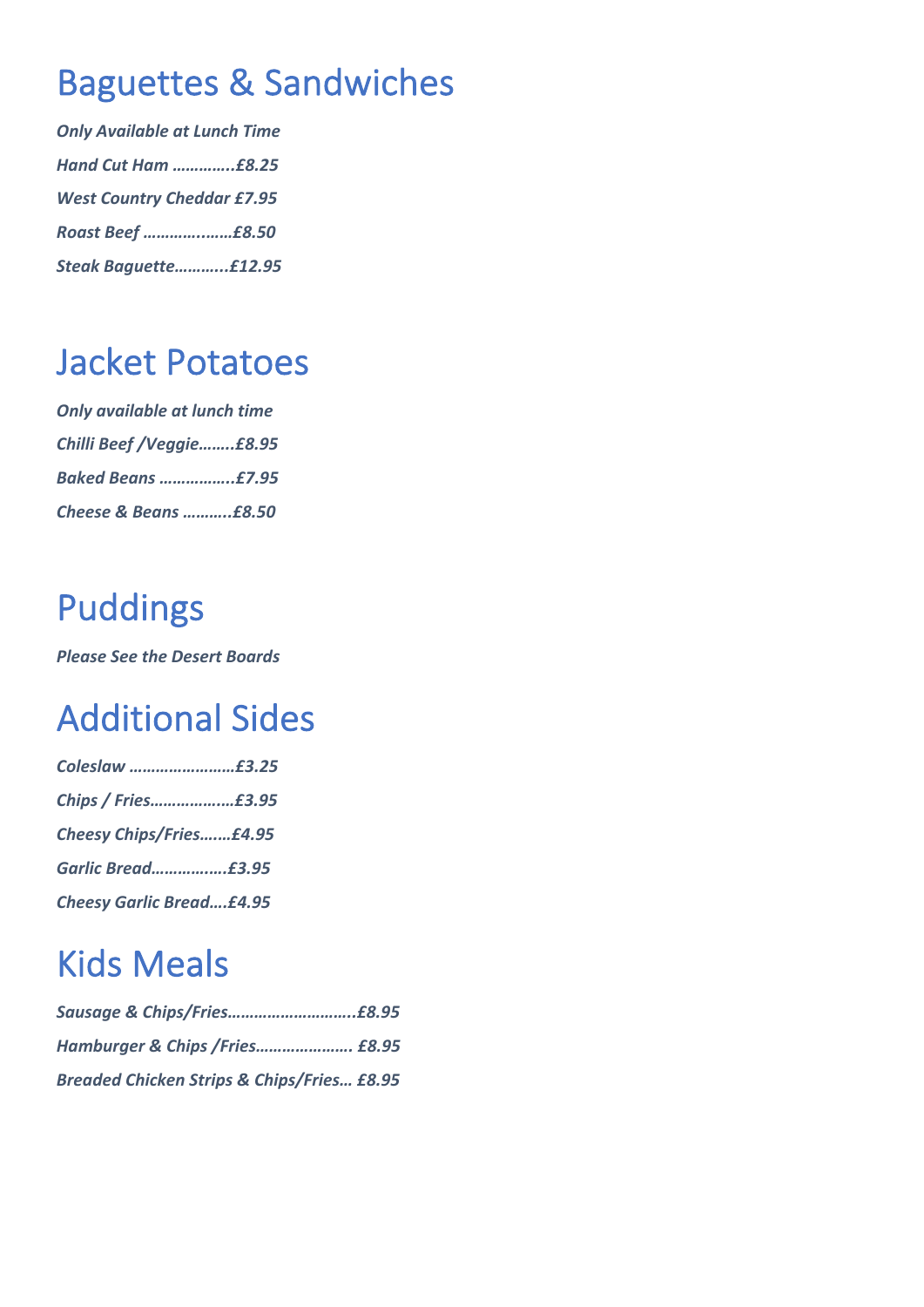## Baguettes & Sandwiches

*Only Available at Lunch Time*

*Hand Cut Ham …………..£8.25*

*West Country Cheddar £7.95*

*Roast Beef ………..……£8.50*

*Steak Baguette………..£12.95*

## Jacket Potatoes

*Only available at lunch time*

*Chilli Beef /Veggie……..£8.95*

*Baked Beans ……………..£7.95*

*Cheese & Beans ………..£8.50*

## Puddings

*Please See the Desert Boards*

## Additional Sides

*Coleslaw ……………………£3.25*

*Chips / Fries………………£3.95*

*Cheesy Chips/Fries…….£4.95*

*Garlic Bread……………..£3.95*

*Cheesy Garlic Bread….£4.95*

## Kids Meals

*Sausage & Chips/Fries………………………..£8.95*

*Hamburger & Chips /Fries…………………. £8.95*

*Breaded Chicken Strips & Chips/Fries… £8.95*